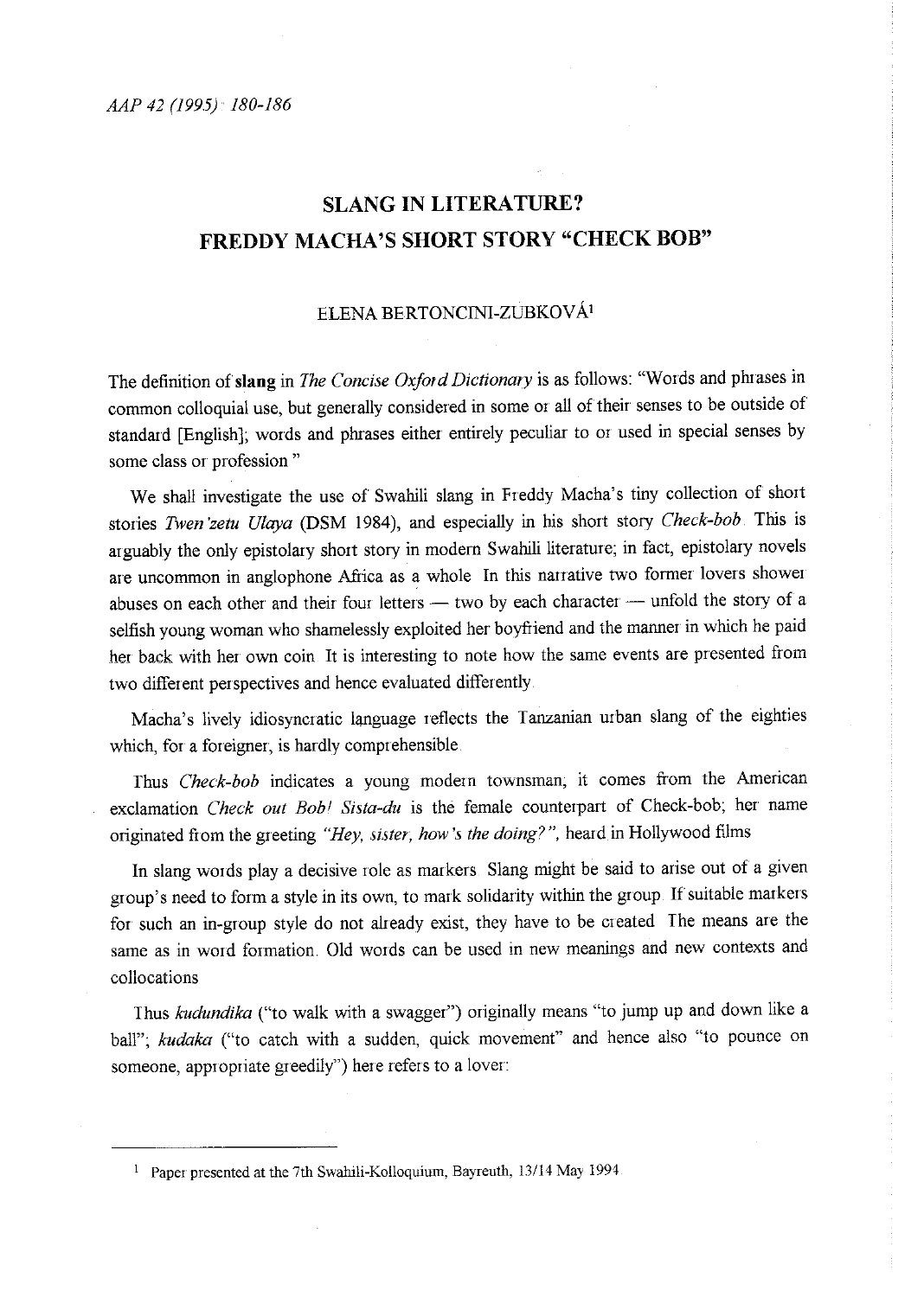# SLANG IN LITERATURE?
# FREDDY MACHA'S SHORT STORY "CHECK BOB"

ELENA BERTONCINI-ZÚBKOVÁ[1]

The definition of **slang** in *The Concise Oxford Dictionary* is as follows: "Words and phrases in common colloquial use, but generally considered in some or all of their senses to be outside of standard [English]; words and phrases either entirely peculiar to or used in special senses by some class or profession"

We shall investigate the use of Swahili slang in Freddy Macha's tiny collection of short stories *Twen'zetu Ulaya* (DSM 1984), and especially in his short story *Check-bob*. This is arguably the only epistolary short story in modern Swahili literature; in fact, epistolary novels are uncommon in anglophone Africa as a whole. In this narrative two former lovers shower abuses on each other and their four letters — two by each character — unfold the story of a selfish young woman who shamelessly exploited her boyfriend and the manner in which he paid her back with her own coin. It is interesting to note how the same events are presented from two different perspectives and hence evaluated differently.

Macha's lively idiosyncratic language reflects the Tanzanian urban slang of the eighties which, for a foreigner, is hardly comprehensible.

Thus *Check-bob* indicates a young modern townsman; it comes from the American exclamation *Check out Bob! Sista-du* is the female counterpart of Check-bob; her name originated from the greeting *"Hey, sister, how's the doing?"*, heard in Hollywood films.

In slang words play a decisive role as markers. Slang might be said to arise out of a given group's need to form a style in its own, to mark solidarity within the group. If suitable markers for such an in-group style do not already exist, they have to be created. The means are the same as in word formation. Old words can be used in new meanings and new contexts and collocations.

Thus *kudundika* ("to walk with a swagger") originally means "to jump up and down like a ball"; *kudaka* ("to catch with a sudden, quick movement" and hence also "to pounce on someone, appropriate greedily") here refers to a lover:

---

[1] Paper presented at the 7th Swahili-Kolloquium, Bayreuth, 13/14 May 1994.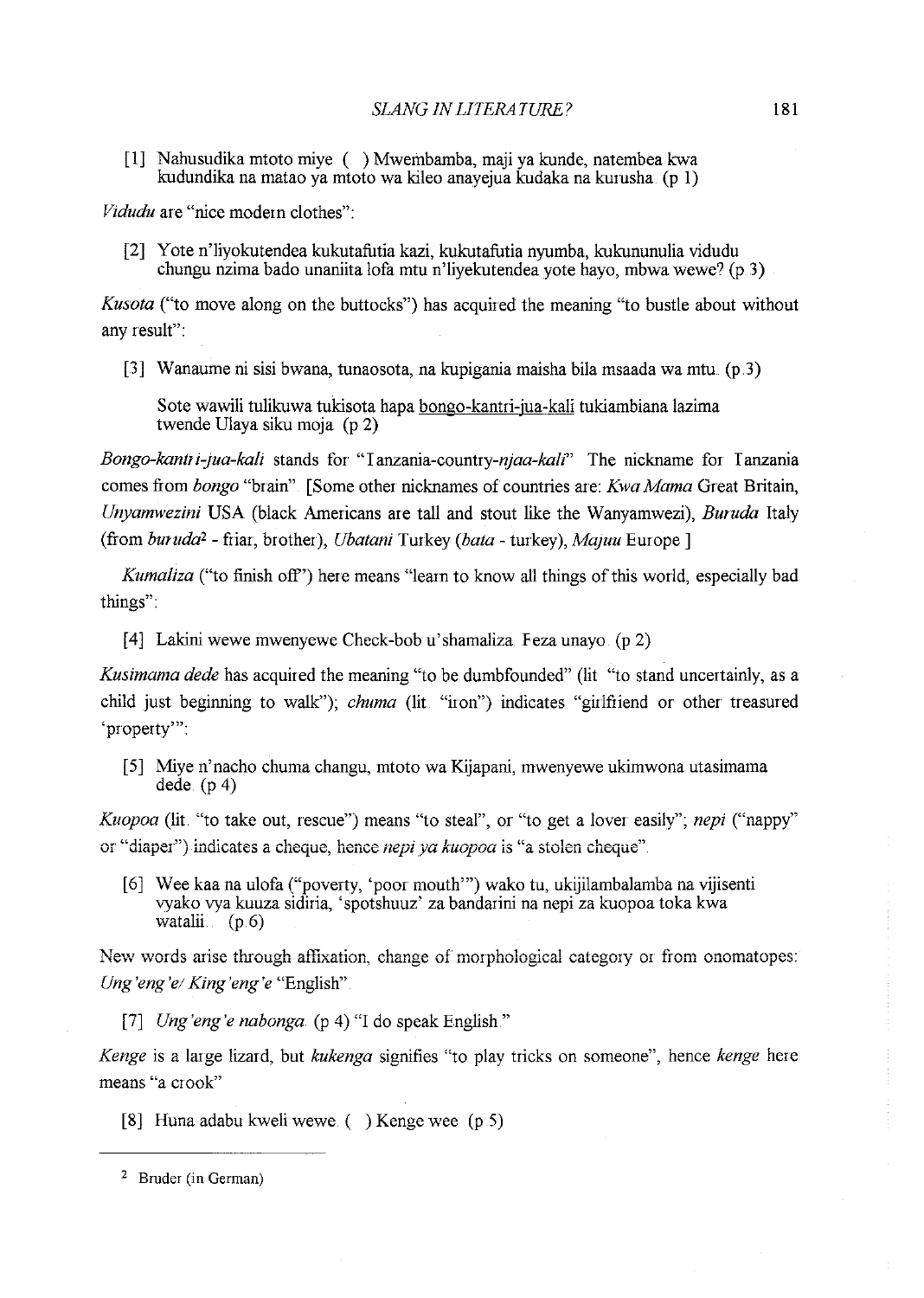[1] Nahusudika mtoto miye ( ) Mwembamba, maji ya kunde, natembea kwa kudundika na matao ya mtoto wa kileo anayejua kudaka na kurusha (p 1)

*Vidudu* are "nice modern clothes":

[2] Yote n'liyokutendea kukutafutia kazi, kukutafutia nyumba, kukununulia vidudu chungu nzima bado unaniita lofa mtu n'liyekutendea yote hayo, mbwa wewe? (p 3)

*Kusota* ("to move along on the buttocks") has acquired the meaning "to bustle about without any result":

[3] Wanaume ni sisi bwana, tunaosota, na kupigania maisha bila msaada wa mtu. (p 3)

Sote wawili tulikuwa tukisota hapa <u>bongo-kantri-jua-kali</u> tukiambiana lazima twende Ulaya siku moja (p 2)

*Bongo-kantri-jua-kali* stands for "Tanzania-country-*njaa-kali*" The nickname for Tanzania comes from *bongo* "brain" [Some other nicknames of countries are: *Kwa Mama* Great Britain, *Unyamwezini* USA (black Americans are tall and stout like the Wanyamwezi), *Buruda* Italy (from *buruda*[2] - friar, brother), *Ubatani* Turkey (*bata* - turkey), *Majuu* Europe ]

*Kumaliza* ("to finish off") here means "learn to know all things of this world, especially bad things":

[4] Lakini wewe mwenyewe Check-bob u'shamaliza Feza unayo (p 2)

*Kusimama dede* has acquired the meaning "to be dumbfounded" (lit "to stand uncertainly, as a child just beginning to walk"); *chuma* (lit "iron") indicates "girlfriend or other treasured 'property'":

[5] Miye n'nacho chuma changu, mtoto wa Kijapani, mwenyewe ukimwona utasimama dede (p 4)

*Kuopoa* (lit "to take out, rescue") means "to steal", or "to get a lover easily"; *nepi* ("nappy" or "diaper") indicates a cheque, hence *nepi ya kuopoa* is "a stolen cheque"

[6] Wee kaa na ulofa ("poverty, 'poor mouth'") wako tu, ukijilambalamba na vijisenti vyako vya kuuza sidiria, 'spotshuuz' za bandarini na nepi za kuopoa toka kwa watalii. (p 6)

New words arise through affixation, change of morphological category or from onomatopes: *Ung'eng'e/ King'eng'e* "English"

[7] *Ung'eng'e nabonga* (p 4) "I do speak English"

*Kenge* is a large lizard, but *kukenga* signifies "to play tricks on someone", hence *kenge* here means "a crook"

[8] Huna adabu kweli wewe ( ) Kenge wee (p 5)

---

[2] Bruder (in German)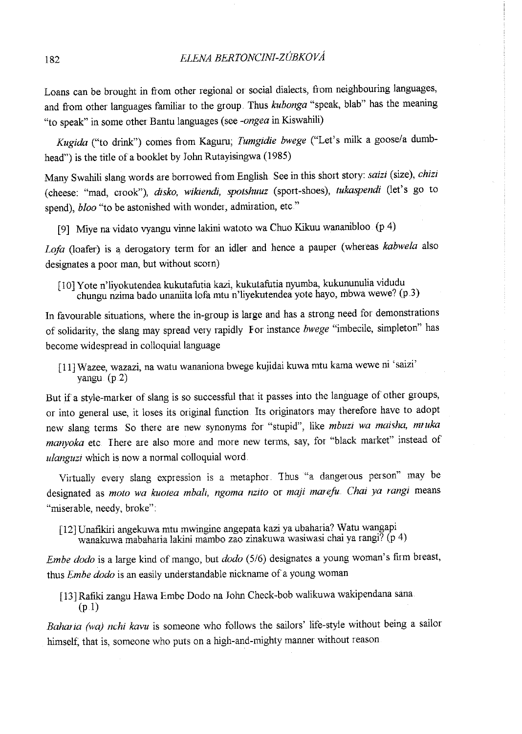Loans can be brought in from other regional or social dialects, from neighbouring languages, and from other languages familiar to the group. Thus *kubonga* "speak, blab" has the meaning "to speak" in some other Bantu languages (see *-ongea* in Kiswahili)

*Kugida* ("to drink") comes from Kaguru; *Tumgidie bwege* ("Let's milk a goose/a dumb-head") is the title of a booklet by John Rutayisingwa (1985)

Many Swahili slang words are borrowed from English. See in this short story: *saizi* (size), *chizi* (cheese: "mad, crook"), *disko, wikiendi, spotshuuz* (sport-shoes), *tukaspendi* (let's go to spend), *bloo* "to be astonished with wonder, admiration, etc."

> [9] Miye na vidato vyangu vinne lakini watoto wa Chuo Kikuu wananibloo. (p.4)

*Lofa* (loafer) is a derogatory term for an idler and hence a pauper (whereas *kabwela* also designates a poor man, but without scorn)

> [10] Yote n'liyokutendea kukutafutia kazi, kukutafutia nyumba, kukununulia vidudu chungu nzima bado unaniita lofa mtu n'liyekutendea yote hayo, mbwa wewe? (p.3)

In favourable situations, where the in-group is large and has a strong need for demonstrations of solidarity, the slang may spread very rapidly. For instance *bwege* "imbecile, simpleton" has become widespread in colloquial language

> [11] Wazee, wazazi, na watu wananiona bwege kujidai kuwa mtu kama wewe ni 'saizi' yangu. (p.2)

But if a style-marker of slang is so successful that it passes into the language of other groups, or into general use, it loses its original function. Its originators may therefore have to adopt new slang terms. So there are new synonyms for "stupid", like *mbuzi wa maisha, mtuka manyoka* etc. There are also more and more new terms, say, for "black market" instead of *ulanguzi* which is now a normal colloquial word.

Virtually every slang expression is a metaphor. Thus "a dangerous person" may be designated as *moto wa kuotea mbali, ngoma nzito* or *maji marefu*. *Chai ya rangi* means "miserable, needy, broke":

> [12] Unafikiri angekuwa mtu mwingine angepata kazi ya ubaharia? Watu wangapi wanakuwa mabaharia lakini mambo zao zinakuwa wasiwasi chai ya rangi? (p.4)

*Embe dodo* is a large kind of mango, but *dodo* (5/6) designates a young woman's firm breast, thus *Embe dodo* is an easily understandable nickname of a young woman

> [13] Rafiki zangu Hawa Embe Dodo na John Check-bob walikuwa wakipendana sana. (p.1)

*Baharia (wa) nchi kavu* is someone who follows the sailors' life-style without being a sailor himself, that is, someone who puts on a high-and-mighty manner without reason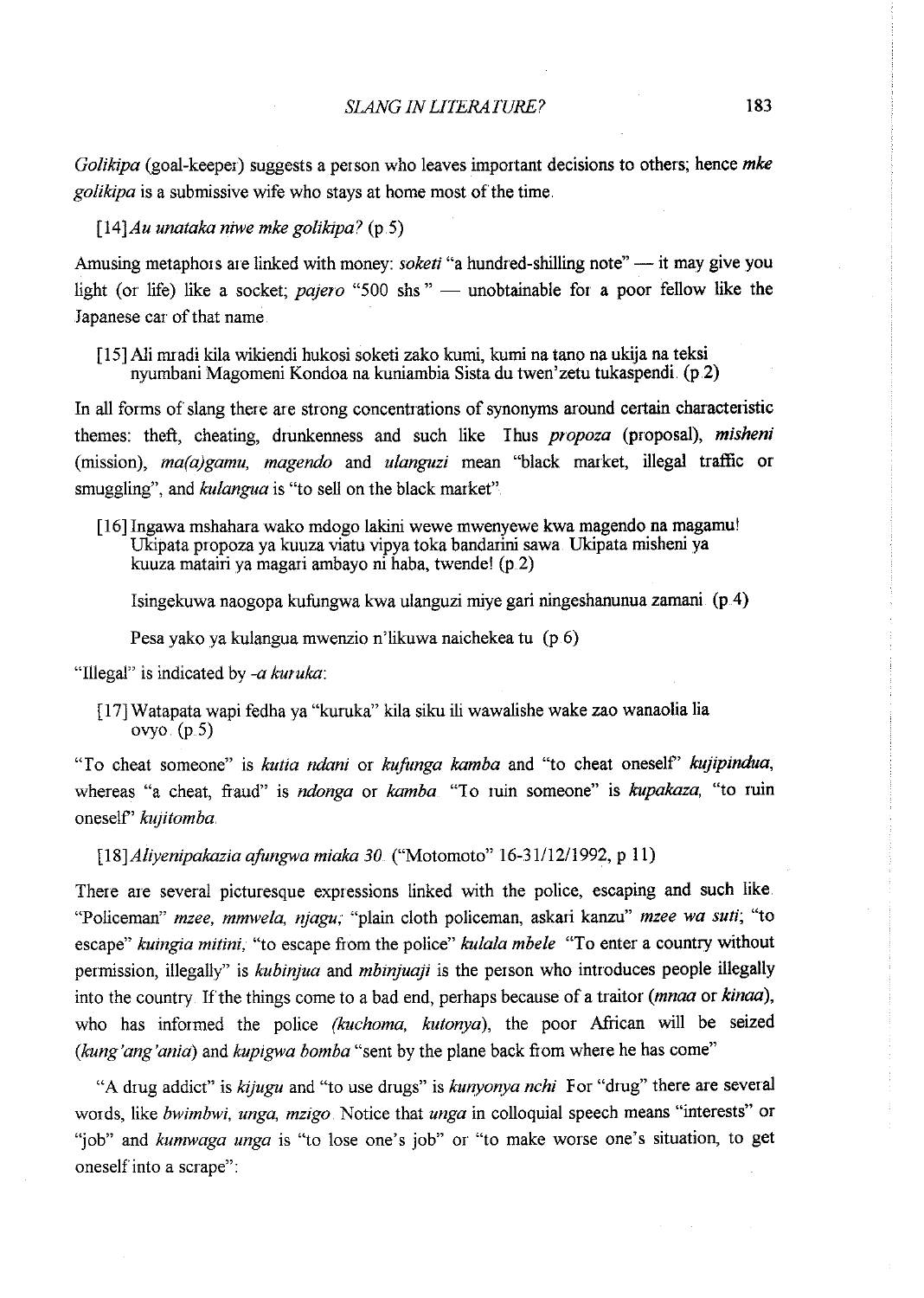*Golikipa* (goal-keeper) suggests a person who leaves important decisions to others; hence ***mke golikipa*** is a submissive wife who stays at home most of the time.

[14] *Au unataka niwe mke golikipa?* (p 5)

Amusing metaphors are linked with money: *soketi* "a hundred-shilling note" — it may give you light (or life) like a socket; *pajero* "500 shs" — unobtainable for a poor fellow like the Japanese car of that name.

[15] Ali mradi kila wikiendi hukosi soketi zako kumi, kumi na tano na ukija na teksi nyumbani Magomeni Kondoa na kuniambia Sista du twen'zetu tukaspendi. (p 2)

In all forms of slang there are strong concentrations of synonyms around certain characteristic themes: theft, cheating, drunkenness and such like. Thus ***propoza*** (proposal), ***misheni*** (mission), ***ma(a)gamu***, ***magendo*** and ***ulanguzi*** mean "black market, illegal traffic or smuggling", and ***kulangua*** is "to sell on the black market".

[16] Ingawa mshahara wako mdogo lakini wewe mwenyewe kwa magendo na magamu! Ukipata propoza ya kuuza viatu vipya toka bandarini sawa. Ukipata misheni ya kuuza matairi ya magari ambayo ni haba, twende! (p 2)

Isingekuwa naogopa kufungwa kwa ulanguzi miye gari ningeshanunua zamani. (p 4)

Pesa yako ya kulangua mwenzio n'likuwa naichekea tu. (p 6)

"Illegal" is indicated by *-a kuruka*:

[17] Watapata wapi fedha ya "kuruka" kila siku ili wawalishe wake zao wanaolia lia ovyo. (p 5)

"To cheat someone" is ***kutia ndani*** or ***kufunga kamba*** and "to cheat oneself" ***kujipindua***, whereas "a cheat, fraud" is ***ndonga*** or ***kamba***. "To ruin someone" is ***kupakaza***, "to ruin oneself" *kujitomba*.

[18] *Aliyenipakazia afungwa miaka 30.* ("Motomoto" 16-31/12/1992, p 11)

There are several picturesque expressions linked with the police, escaping and such like. "Policeman" *mzee, mmwela, njagu*; "plain cloth policeman, askari kanzu" *mzee wa suti*; "to escape" *kuingia mitini*; "to escape from the police" *kulala mbele*. "To enter a country without permission, illegally" is *kubinjua* and *mbinjuaji* is the person who introduces people illegally into the country. If the things come to a bad end, perhaps because of a traitor (*mnaa* or *kinaa*), who has informed the police *(kuchoma, kutonya)*, the poor African will be seized (*kung'ang'ania*) and *kupigwa bomba* "sent by the plane back from where he has come".

"A drug addict" is *kijugu* and "to use drugs" is *kunyonya nchi*. For "drug" there are several words, like *bwimbwi, unga, mzigo*. Notice that *unga* in colloquial speech means "interests" or "job" and *kumwaga unga* is "to lose one's job" or "to make worse one's situation, to get oneself into a scrape":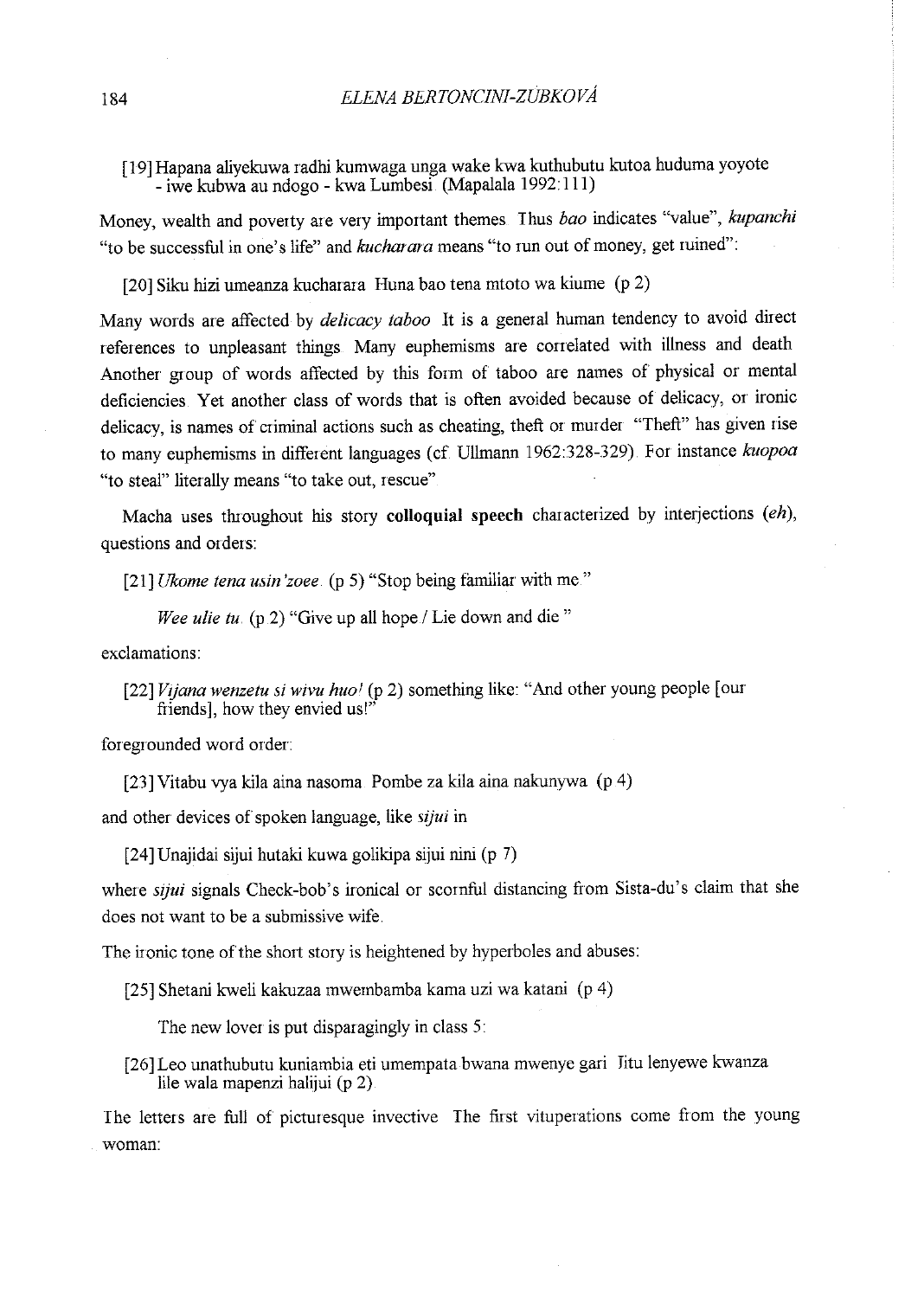[19] Hapana aliyekuwa radhi kumwaga unga wake kwa kuthubutu kutoa huduma yoyote - iwe kubwa au ndogo - kwa Lumbesi. (Mapalala 1992:111)

Money, wealth and poverty are very important themes. Thus *bao* indicates "value", *kupanchi* "to be successful in one's life" and *kucharara* means "to run out of money, get ruined":

[20] Siku hizi umeanza kucharara. Huna bao tena mtoto wa kiume. (p 2)

Many words are affected by *delicacy taboo*. It is a general human tendency to avoid direct references to unpleasant things. Many euphemisms are correlated with illness and death. Another group of words affected by this form of taboo are names of physical or mental deficiencies. Yet another class of words that is often avoided because of delicacy, or ironic delicacy, is names of criminal actions such as cheating, theft or murder. "Theft" has given rise to many euphemisms in different languages (cf. Ullmann 1962:328-329). For instance *kuopoa* "to steal" literally means "to take out, rescue".

Macha uses throughout his story **colloquial speech** characterized by interjections (*eh*), questions and orders:

[21] *Ukome tena usin'zoee*. (p 5) "Stop being familiar with me."

*Wee ulie tu*. (p 2) "Give up all hope / Lie down and die."

exclamations:

[22] *Vijana wenzetu si wivu huo!* (p 2) something like: "And other young people [our friends], how they envied us!"

foregrounded word order:

[23] Vitabu vya kila aina nasoma. Pombe za kila aina nakunywa. (p 4)

and other devices of spoken language, like *sijui* in

[24] Unajidai sijui hutaki kuwa golikipa sijui nini (p 7)

where *sijui* signals Check-bob's ironical or scornful distancing from Sista-du's claim that she does not want to be a submissive wife.

The ironic tone of the short story is heightened by hyperboles and abuses:

[25] Shetani kweli kakuzaa mwembamba kama uzi wa katani. (p 4)

The new lover is put disparagingly in class 5:

[26] Leo unathubutu kuniambia eti umempata bwana mwenye gari. Jitu lenyewe kwanza lile wala mapenzi halijui (p 2).

The letters are full of picturesque invective. The first vituperations come from the young woman: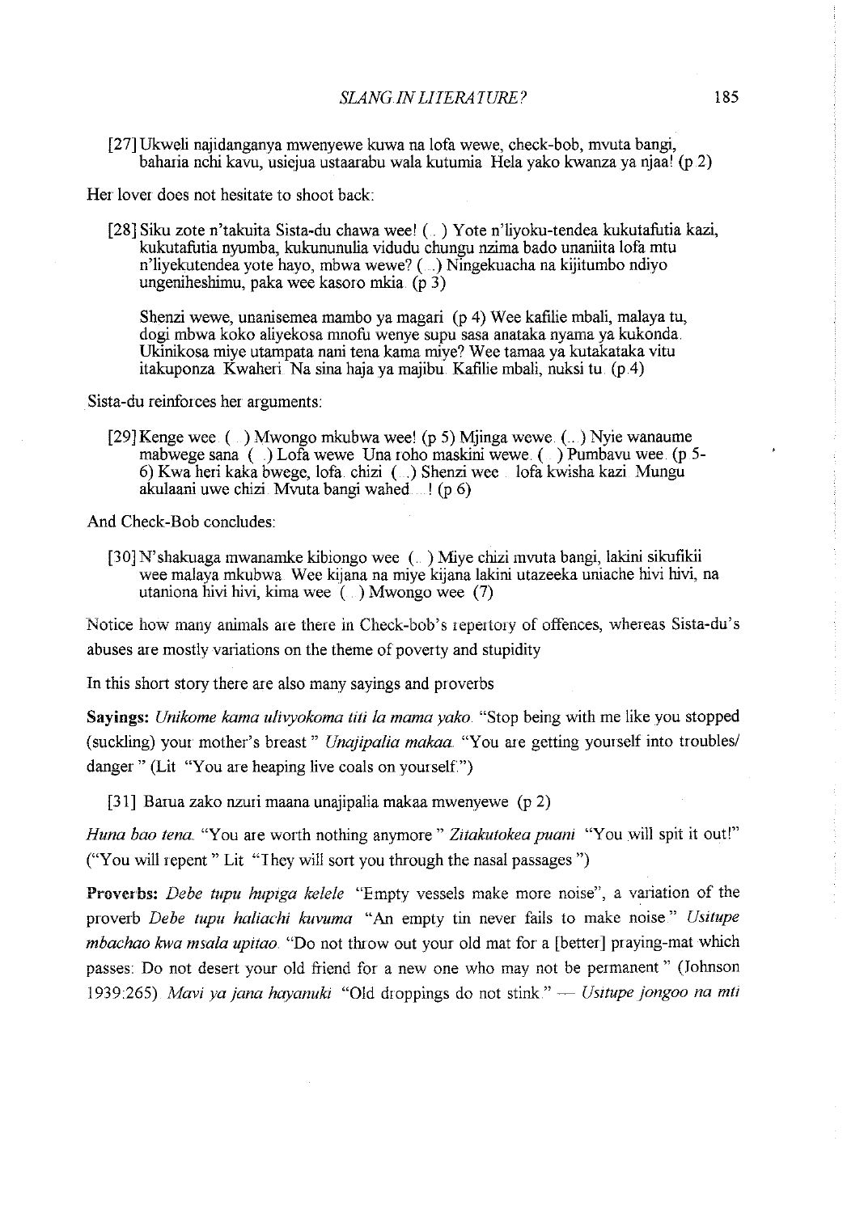[27] Ukweli najidanganya mwenyewe kuwa na lofa wewe, check-bob, mvuta bangi, baharia nchi kavu, usiejua ustaarabu wala kutumia Hela yako kwanza ya njaa! (p 2)

Her lover does not hesitate to shoot back:

[28] Siku zote n'takuita Sista-du chawa wee! (...) Yote n'liyoku-tendea kukutafutia kazi, kukutafutia nyumba, kukununulia vidudu chungu nzima bado unaniita lofa mtu n'liyekutendea yote hayo, mbwa wewe? (...) Ningekuacha na kijitumbo ndiyo ungeniheshimu, paka wee kasoro mkia (p 3)

Shenzi wewe, unanisemea mambo ya magari (p 4) Wee kafilie mbali, malaya tu, dogi mbwa koko aliyekosa mnofu wenye supu sasa anataka nyama ya kukonda. Ukinikosa miye utampata nani tena kama miye? Wee tamaa ya kutakataka vitu itakuponza Kwaheri Na sina haja ya majibu Kafilie mbali, nuksi tu (p 4)

Sista-du reinforces her arguments:

[29] Kenge wee (...) Mwongo mkubwa wee! (p 5) Mjinga wewe (...) Nyie wanaume mabwege sana (...) Lofa wewe Una roho maskini wewe (...) Pumbavu wee (p 5-6) Kwa heri kaka bwege, lofa chizi (...) Shenzi wee lofa kwisha kazi Mungu akulaani uwe chizi Mvuta bangi wahed...! (p 6)

And Check-Bob concludes:

[30] N'shakuaga mwanamke kibiongo wee (...) Miye chizi mvuta bangi, lakini sikufikii wee malaya mkubwa Wee kijana na miye kijana lakini utazeeka uniache hivi hivi, na utaniona hivi hivi, kima wee (...) Mwongo wee (7)

Notice how many animals are there in Check-bob's repertory of offences, whereas Sista-du's abuses are mostly variations on the theme of poverty and stupidity

In this short story there are also many sayings and proverbs

**Sayings:** *Unikome kama ulivyokoma titi la mama yako* "Stop being with me like you stopped (suckling) your mother's breast" *Unajipalia makaa* "You are getting yourself into troubles/ danger" (Lit "You are heaping live coals on yourself")

[31] Barua zako nzuri maana unajipalia makaa mwenyewe (p 2)

*Huna bao tena* "You are worth nothing anymore" *Zitakutokea puani* "You will spit it out!" ("You will repent" Lit "They will sort you through the nasal passages")

**Proverbs:** *Debe tupu hupiga kelele* "Empty vessels make more noise", a variation of the proverb *Debe tupu haliachi kuvuma* "An empty tin never fails to make noise" *Usitupe mbachao kwa msala upitao* "Do not throw out your old mat for a [better] praying-mat which passes: Do not desert your old friend for a new one who may not be permanent" (Johnson 1939:265) *Mavi ya jana hayanuki* "Old droppings do not stink" — *Usitupe jongoo na mti*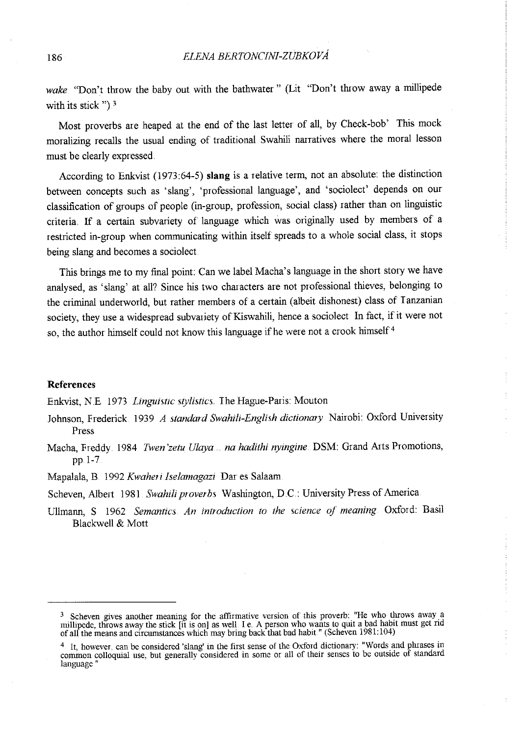*wake* "Don't throw the baby out with the bathwater" (Lit "Don't throw away a millipede with its stick ").[3]

Most proverbs are heaped at the end of the last letter of all, by Check-bob' This mock moralizing recalls the usual ending of traditional Swahili narratives where the moral lesson must be clearly expressed.

According to Enkvist (1973:64-5) **slang** is a relative term, not an absolute: the distinction between concepts such as 'slang', 'professional language', and 'sociolect' depends on our classification of groups of people (in-group, profession, social class) rather than on linguistic criteria. If a certain subvariety of language which was originally used by members of a restricted in-group when communicating within itself spreads to a whole social class, it stops being slang and becomes a sociolect.

This brings me to my final point: Can we label Macha's language in the short story we have analysed, as 'slang' at all? Since his two characters are not professional thieves, belonging to the criminal underworld, but rather members of a certain (albeit dishonest) class of Tanzanian society, they use a widespread subvariety of Kiswahili, hence a sociolect. In fact, if it were not so, the author himself could not know this language if he were not a crook himself.[4]

## References

Enkvist, N.E. 1973. *Linguistic stylistics*. The Hague-Paris: Mouton

Johnson, Frederick. 1939. *A standard Swahili-English dictionary*. Nairobi: Oxford University Press.

Macha, Freddy. 1984. *Twen'zetu Ulaya ... na hadithi nyingine*. DSM: Grand Arts Promotions, pp.1-7.

Mapalala, B. 1992. *Kwaheri Iselamagazi*. Dar es Salaam.

Scheven, Albert. 1981. *Swahili proverbs*. Washington, D.C.: University Press of America.

Ullmann, S. 1962. *Semantics. An introduction to the science of meaning*. Oxford: Basil Blackwell & Mott

---

[3] Scheven gives another meaning for the affirmative version of this proverb: "He who throws away a millipede, throws away the stick [it is on] as well. I.e. A person who wants to quit a bad habit must get rid of all the means and circumstances which may bring back that bad habit." (Scheven 1981:104)

[4] It, however, can be considered 'slang' in the first sense of the Oxford dictionary: "Words and phrases in common colloquial use, but generally considered in some or all of their senses to be outside of standard language."